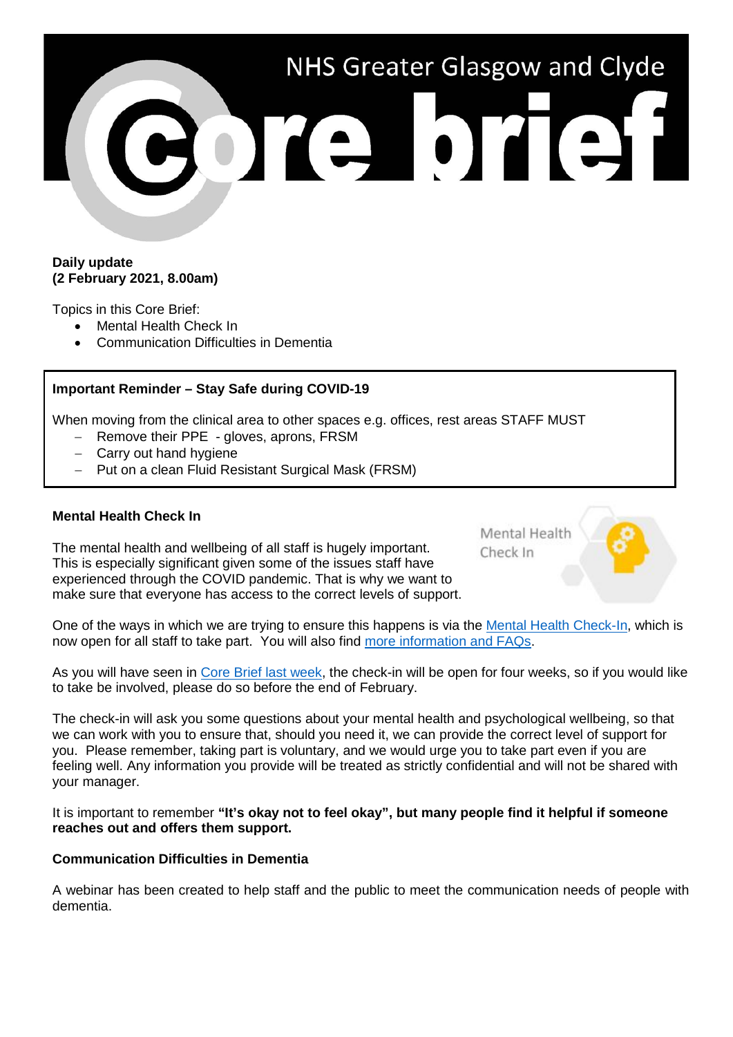# NHS Greater Glasgow and Clyde Core brief

**Daily update**
**(2 February 2021, 8.00am)**

Topics in this Core Brief:

- Mental Health Check In
- Communication Difficulties in Dementia

**Important Reminder – Stay Safe during COVID-19**

When moving from the clinical area to other spaces e.g. offices, rest areas STAFF MUST

- Remove their PPE - gloves, aprons, FRSM
- Carry out hand hygiene
- Put on a clean Fluid Resistant Surgical Mask (FRSM)

**Mental Health Check In**

The mental health and wellbeing of all staff is hugely important. This is especially significant given some of the issues staff have experienced through the COVID pandemic. That is why we want to make sure that everyone has access to the correct levels of support.

One of the ways in which we are trying to ensure this happens is via the Mental Health Check-In, which is now open for all staff to take part. You will also find more information and FAQs.

As you will have seen in Core Brief last week, the check-in will be open for four weeks, so if you would like to take be involved, please do so before the end of February.

The check-in will ask you some questions about your mental health and psychological wellbeing, so that we can work with you to ensure that, should you need it, we can provide the correct level of support for you. Please remember, taking part is voluntary, and we would urge you to take part even if you are feeling well. Any information you provide will be treated as strictly confidential and will not be shared with your manager.

It is important to remember **"It's okay not to feel okay", but many people find it helpful if someone reaches out and offers them support.**

**Communication Difficulties in Dementia**

A webinar has been created to help staff and the public to meet the communication needs of people with dementia.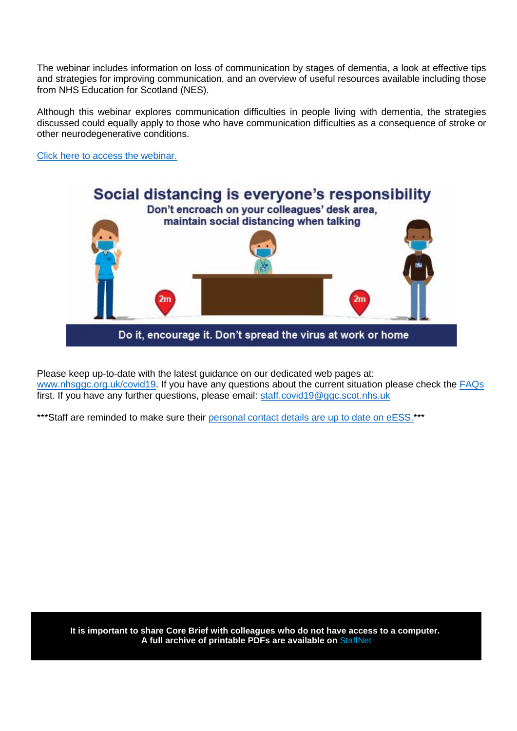The webinar includes information on loss of communication by stages of dementia, a look at effective tips and strategies for improving communication, and an overview of useful resources available including those from NHS Education for Scotland (NES).

Although this webinar explores communication difficulties in people living with dementia, the strategies discussed could equally apply to those who have communication difficulties as a consequence of stroke or other neurodegenerative conditions.

[Click here to access the webinar.]

**Social distancing is everyone's responsibility**

**Don't encroach on your colleagues' desk area, maintain social distancing when talking**

2m

2m

**Do it, encourage it. Don't spread the virus at work or home**

Please keep up-to-date with the latest guidance on our dedicated web pages at: www.nhsggc.org.uk/covid19. If you have any questions about the current situation please check the FAQs first. If you have any further questions, please email: staff.covid19@ggc.scot.nhs.uk

***Staff are reminded to make sure their personal contact details are up to date on eESS.***

**It is important to share Core Brief with colleagues who do not have access to a computer.**
**A full archive of printable PDFs are available on StaffNet**